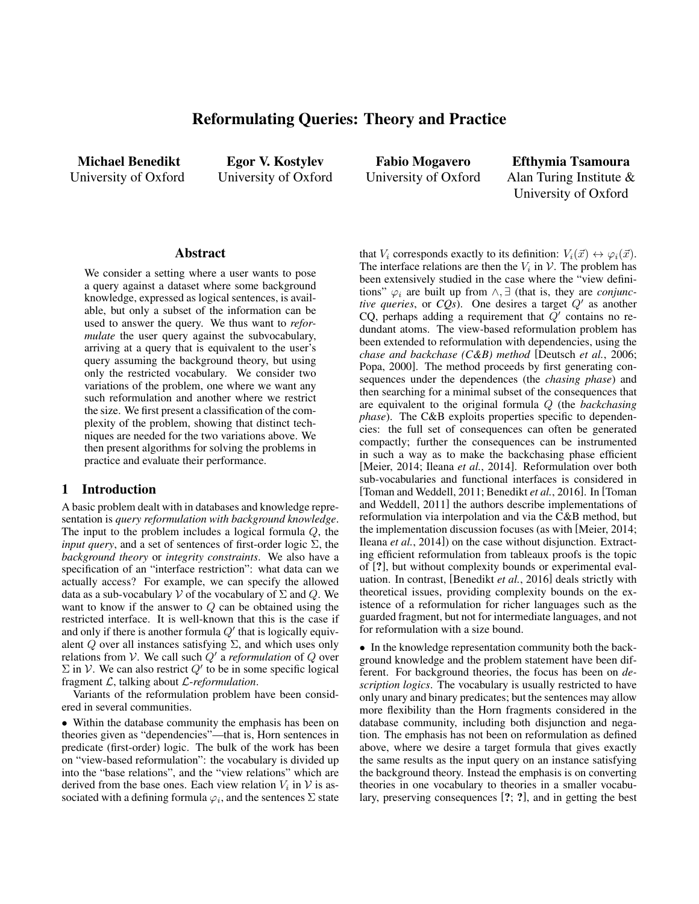# Reformulating Queries: Theory and Practice

**Michael Benedikt**
University of Oxford

**Egor V. Kostylev**
University of Oxford

**Fabio Mogavero**
University of Oxford

**Efthymia Tsamoura**
Alan Turing Institute &
University of Oxford

## Abstract

We consider a setting where a user wants to pose a query against a dataset where some background knowledge, expressed as logical sentences, is available, but only a subset of the information can be used to answer the query. We thus want to *reformulate* the user query against the subvocabulary, arriving at a query that is equivalent to the user's query assuming the background theory, but using only the restricted vocabulary. We consider two variations of the problem, one where we want any such reformulation and another where we restrict the size. We first present a classification of the complexity of the problem, showing that distinct techniques are needed for the two variations above. We then present algorithms for solving the problems in practice and evaluate their performance.

## 1 Introduction

A basic problem dealt with in databases and knowledge representation is *query reformulation with background knowledge*. The input to the problem includes a logical formula $Q$, the *input query*, and a set of sentences of first-order logic $\Sigma$, the *background theory* or *integrity constraints*. We also have a specification of an "interface restriction": what data can we actually access? For example, we can specify the allowed data as a sub-vocabulary $\mathcal{V}$ of the vocabulary of $\Sigma$ and $Q$. We want to know if the answer to $Q$ can be obtained using the restricted interface. It is well-known that this is the case if and only if there is another formula $Q'$ that is logically equivalent $Q$ over all instances satisfying $\Sigma$, and which uses only relations from $\mathcal{V}$. We call such $Q'$ a *reformulation* of $Q$ over $\Sigma$ in $\mathcal{V}$. We can also restrict $Q'$ to be in some specific logical fragment $\mathcal{L}$, talking about $\mathcal{L}$*-reformulation*.

Variants of the reformulation problem have been considered in several communities.

• Within the database community the emphasis has been on theories given as "dependencies"—that is, Horn sentences in predicate (first-order) logic. The bulk of the work has been on "view-based reformulation": the vocabulary is divided up into the "base relations", and the "view relations" which are derived from the base ones. Each view relation $V_i$ in $\mathcal{V}$ is associated with a defining formula $\varphi_i$, and the sentences $\Sigma$ state that $V_i$ corresponds exactly to its definition: $V_i(\vec{x}) \leftrightarrow \varphi_i(\vec{x})$. The interface relations are then the $V_i$ in $\mathcal{V}$. The problem has been extensively studied in the case where the "view definitions" $\varphi_i$ are built up from $\wedge, \exists$ (that is, they are *conjunctive queries*, or *CQs*). One desires a target $Q'$ as another CQ, perhaps adding a requirement that $Q'$ contains no redundant atoms. The view-based reformulation problem has been extended to reformulation with dependencies, using the *chase and backchase (C&B) method* [Deutsch *et al.*, 2006; Popa, 2000]. The method proceeds by first generating consequences under the dependences (the *chasing phase*) and then searching for a minimal subset of the consequences that are equivalent to the original formula $Q$ (the *backchasing phase*). The C&B exploits properties specific to dependencies: the full set of consequences can often be generated compactly; further the consequences can be instrumented in such a way as to make the backchasing phase efficient [Meier, 2014; Ileana *et al.*, 2014]. Reformulation over both sub-vocabularies and functional interfaces is considered in [Toman and Weddell, 2011; Benedikt *et al.*, 2016]. In [Toman and Weddell, 2011] the authors describe implementations of reformulation via interpolation and via the C&B method, but the implementation discussion focuses (as with [Meier, 2014; Ileana *et al.*, 2014]) on the case without disjunction. Extracting efficient reformulation from tableaux proofs is the topic of [?], but without complexity bounds or experimental evaluation. In contrast, [Benedikt *et al.*, 2016] deals strictly with theoretical issues, providing complexity bounds on the existence of a reformulation for richer languages such as the guarded fragment, but not for intermediate languages, and not for reformulation with a size bound.

• In the knowledge representation community both the background knowledge and the problem statement have been different. For background theories, the focus has been on *description logics*. The vocabulary is usually restricted to have only unary and binary predicates; but the sentences may allow more flexibility than the Horn fragments considered in the database community, including both disjunction and negation. The emphasis has not been on reformulation as defined above, where we desire a target formula that gives exactly the same results as the input query on an instance satisfying the background theory. Instead the emphasis is on converting theories in one vocabulary to theories in a smaller vocabulary, preserving consequences [?; ?], and in getting the best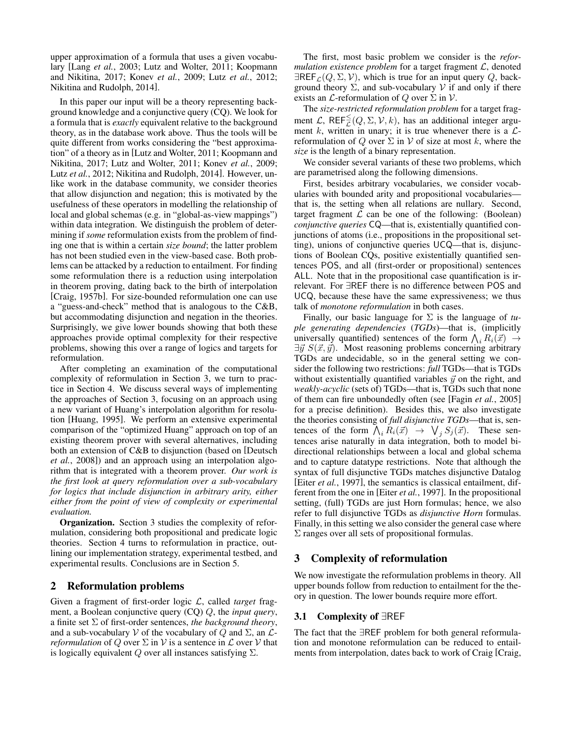upper approximation of a formula that uses a given vocabulary [Lang *et al.*, 2003; Lutz and Wolter, 2011; Koopmann and Nikitina, 2017; Konev *et al.*, 2009; Lutz *et al.*, 2012; Nikitina and Rudolph, 2014].

In this paper our input will be a theory representing background knowledge and a conjunctive query (CQ). We look for a formula that is *exactly* equivalent relative to the background theory, as in the database work above. Thus the tools will be quite different from works considering the "best approximation" of a theory as in [Lutz and Wolter, 2011; Koopmann and Nikitina, 2017; Lutz and Wolter, 2011; Konev *et al.*, 2009; Lutz *et al.*, 2012; Nikitina and Rudolph, 2014]. However, unlike work in the database community, we consider theories that allow disjunction and negation; this is motivated by the usefulness of these operators in modelling the relationship of local and global schemas (e.g. in "global-as-view mappings") within data integration. We distinguish the problem of determining if *some* reformulation exists from the problem of finding one that is within a certain *size bound*; the latter problem has not been studied even in the view-based case. Both problems can be attacked by a reduction to entailment. For finding some reformulation there is a reduction using interpolation in theorem proving, dating back to the birth of interpolation [Craig, 1957b]. For size-bounded reformulation one can use a "guess-and-check" method that is analogous to the C&B, but accommodating disjunction and negation in the theories. Surprisingly, we give lower bounds showing that both these approaches provide optimal complexity for their respective problems, showing this over a range of logics and targets for reformulation.

After completing an examination of the computational complexity of reformulation in Section 3, we turn to practice in Section 4. We discuss several ways of implementing the approaches of Section 3, focusing on an approach using a new variant of Huang's interpolation algorithm for resolution [Huang, 1995]. We perform an extensive experimental comparison of the "optimized Huang" approach on top of an existing theorem prover with several alternatives, including both an extension of C&B to disjunction (based on [Deutsch *et al.*, 2008]) and an approach using an interpolation algorithm that is integrated with a theorem prover. *Our work is the first look at query reformulation over a sub-vocabulary for logics that include disjunction in arbitrary arity, either either from the point of view of complexity or experimental evaluation.*

**Organization.** Section 3 studies the complexity of reformulation, considering both propositional and predicate logic theories. Section 4 turns to reformulation in practice, outlining our implementation strategy, experimental testbed, and experimental results. Conclusions are in Section 5.

## 2 Reformulation problems

Given a fragment of first-order logic $\mathcal{L}$, called *target* fragment, a Boolean conjunctive query (CQ) $Q$, the *input query*, a finite set $\Sigma$ of first-order sentences, *the background theory*, and a sub-vocabulary $\mathcal{V}$ of the vocabulary of $Q$ and $\Sigma$, an $\mathcal{L}$-*reformulation* of $Q$ over $\Sigma$ in $\mathcal{V}$ is a sentence in $\mathcal{L}$ over $\mathcal{V}$ that is logically equivalent $Q$ over all instances satisfying $\Sigma$.

The first, most basic problem we consider is the *reformulation existence problem* for a target fragment $\mathcal{L}$, denoted $\exists\mathsf{REF}_{\mathcal{L}}(Q, \Sigma, \mathcal{V})$, which is true for an input query $Q$, background theory $\Sigma$, and sub-vocabulary $\mathcal{V}$ if and only if there exists an $\mathcal{L}$-reformulation of $Q$ over $\Sigma$ in $\mathcal{V}$.

The *size-restricted reformulation problem* for a target fragment $\mathcal{L}$, $\mathsf{REF}^{\leq}_{\mathcal{L}}(Q, \Sigma, \mathcal{V}, k)$, has an additional integer argument $k$, written in unary; it is true whenever there is a $\mathcal{L}$-reformulation of $Q$ over $\Sigma$ in $\mathcal{V}$ of size at most $k$, where the *size* is the length of a binary representation.

We consider several variants of these two problems, which are parametrised along the following dimensions.

First, besides arbitrary vocabularies, we consider vocabularies with bounded arity and propositional vocabularies—that is, the setting when all relations are nullary. Second, target fragment $\mathcal{L}$ can be one of the following: (Boolean) *conjunctive queries* $\mathsf{CQ}$—that is, existentially quantified conjunctions of atoms (i.e., propositions in the propositional setting), unions of conjunctive queries $\mathsf{UCQ}$—that is, disjunctions of Boolean CQs, positive existentially quantified sentences $\mathsf{POS}$, and all (first-order or propositional) sentences $\mathsf{ALL}$. Note that in the propositional case quantification is irrelevant. For $\exists\mathsf{REF}$ there is no difference between $\mathsf{POS}$ and $\mathsf{UCQ}$, because these have the same expressiveness; we thus talk of *monotone reformulation* in both cases.

Finally, our basic language for $\Sigma$ is the language of *tuple generating dependencies* (*TGDs*)—that is, (implicitly universally quantified) sentences of the form $\bigwedge_i R_i(\vec{x}) \rightarrow \exists\vec{y}\ S(\vec{x}, \vec{y})$. Most reasoning problems concerning arbitrary TGDs are undecidable, so in the general setting we consider the following two restrictions: *full* TGDs—that is TGDs without existentially quantified variables $\vec{y}$ on the right, and *weakly-acyclic* (sets of) TGDs—that is, TGDs such that none of them can fire unboundedly often (see [Fagin *et al.*, 2005] for a precise definition). Besides this, we also investigate the theories consisting of *full disjunctive TGDs*—that is, sentences of the form $\bigwedge_i R_i(\vec{x}) \rightarrow \bigvee_j S_j(\vec{x})$. These sentences arise naturally in data integration, both to model bidirectional relationships between a local and global schema and to capture datatype restrictions. Note that although the syntax of full disjunctive TGDs matches disjunctive Datalog [Eiter *et al.*, 1997], the semantics is classical entailment, different from the one in [Eiter *et al.*, 1997]. In the propositional setting, (full) TGDs are just Horn formulas; hence, we also refer to full disjunctive TGDs as *disjunctive Horn* formulas. Finally, in this setting we also consider the general case where $\Sigma$ ranges over all sets of propositional formulas.

## 3 Complexity of reformulation

We now investigate the reformulation problems in theory. All upper bounds follow from reduction to entailment for the theory in question. The lower bounds require more effort.

### 3.1 Complexity of $\exists\mathsf{REF}$

The fact that the $\exists\mathsf{REF}$ problem for both general reformulation and monotone reformulation can be reduced to entailments from interpolation, dates back to work of Craig [Craig,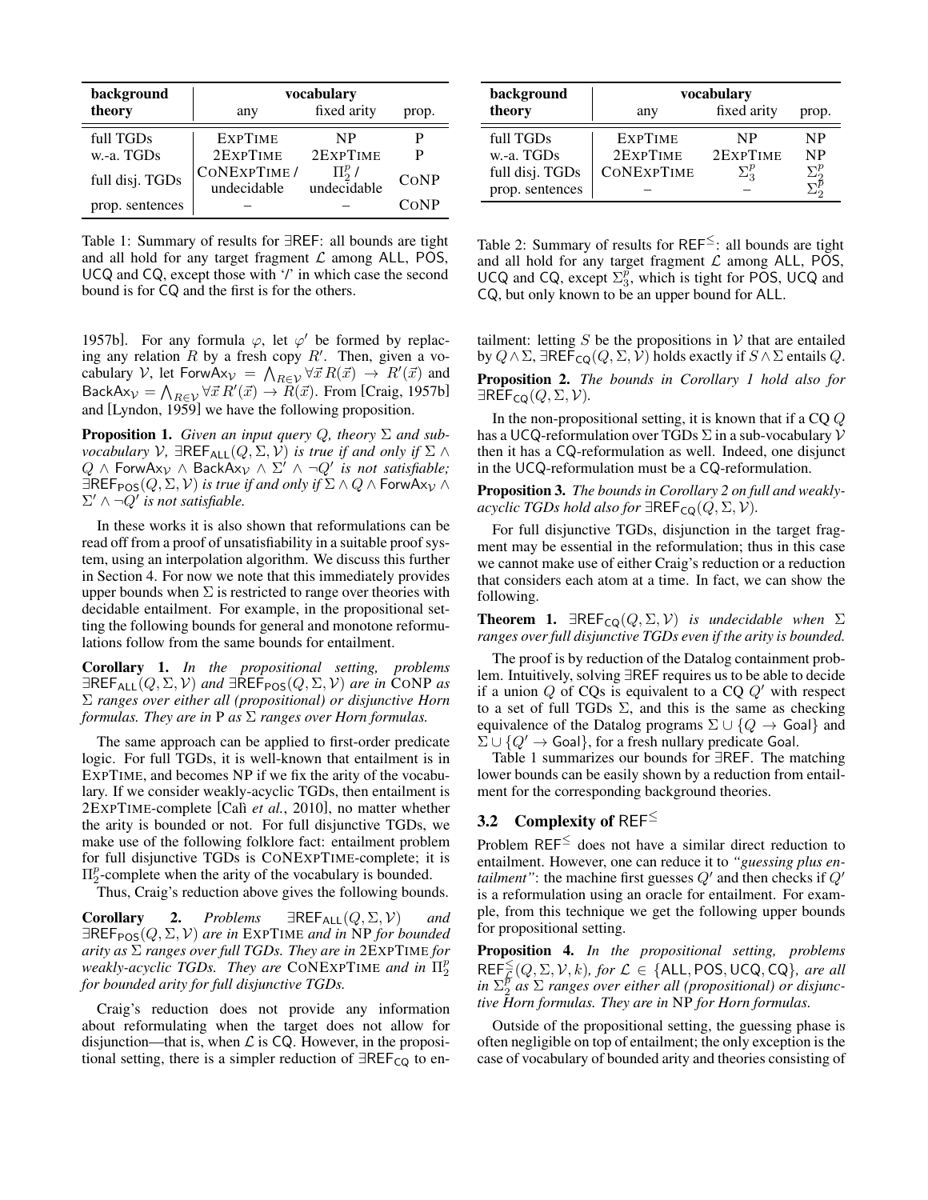| background theory | vocabulary | | |
|---|---|---|---|
| | any | fixed arity | prop. |
| full TGDs | EXPTIME | NP | P |
| w.-a. TGDs | 2EXPTIME | 2EXPTIME | P |
| full disj. TGDs | CONEXPTIME / undecidable | $\Pi_2^p$ / undecidable | CONP |
| prop. sentences | – | – | CONP |

Table 1: Summary of results for $\exists\mathsf{REF}$: all bounds are tight and all hold for any target fragment $\mathcal{L}$ among ALL, POS, UCQ and CQ, except those with '/' in which case the second bound is for CQ and the first is for the others.

1957b]. For any formula $\varphi$, let $\varphi'$ be formed by replacing any relation $R$ by a fresh copy $R'$. Then, given a vocabulary $\mathcal{V}$, let $\mathsf{ForwAx}_{\mathcal{V}} = \bigwedge_{R\in\mathcal{V}} \forall\vec{x}\, R(\vec{x}) \rightarrow R'(\vec{x})$ and $\mathsf{BackAx}_{\mathcal{V}} = \bigwedge_{R\in\mathcal{V}} \forall\vec{x}\, R'(\vec{x}) \rightarrow R(\vec{x})$. From [Craig, 1957b] and [Lyndon, 1959] we have the following proposition.

**Proposition 1.** *Given an input query $Q$, theory $\Sigma$ and subvocabulary $\mathcal{V}$, $\exists\mathsf{REF}_{\mathsf{ALL}}(Q,\Sigma,\mathcal{V})$ is true if and only if $\Sigma \wedge Q \wedge \mathsf{ForwAx}_{\mathcal{V}} \wedge \mathsf{BackAx}_{\mathcal{V}} \wedge \Sigma' \wedge \neg Q'$ is not satisfiable; $\exists\mathsf{REF}_{\mathsf{POS}}(Q,\Sigma,\mathcal{V})$ is true if and only if $\Sigma \wedge Q \wedge \mathsf{ForwAx}_{\mathcal{V}} \wedge \Sigma' \wedge \neg Q'$ is not satisfiable.*

In these works it is also shown that reformulations can be read off from a proof of unsatisfiability in a suitable proof system, using an interpolation algorithm. We discuss this further in Section 4. For now we note that this immediately provides upper bounds when $\Sigma$ is restricted to range over theories with decidable entailment. For example, in the propositional setting the following bounds for general and monotone reformulations follow from the same bounds for entailment.

**Corollary 1.** *In the propositional setting, problems $\exists\mathsf{REF}_{\mathsf{ALL}}(Q,\Sigma,\mathcal{V})$ and $\exists\mathsf{REF}_{\mathsf{POS}}(Q,\Sigma,\mathcal{V})$ are in CONP as $\Sigma$ ranges over either all (propositional) or disjunctive Horn formulas. They are in P as $\Sigma$ ranges over Horn formulas.*

The same approach can be applied to first-order predicate logic. For full TGDs, it is well-known that entailment is in EXPTIME, and becomes NP if we fix the arity of the vocabulary. If we consider weakly-acyclic TGDs, then entailment is 2EXPTIME-complete [Calì *et al.*, 2010], no matter whether the arity is bounded or not. For full disjunctive TGDs, we make use of the following folklore fact: entailment problem for full disjunctive TGDs is CONEXPTIME-complete; it is $\Pi_2^p$-complete when the arity of the vocabulary is bounded.

Thus, Craig's reduction above gives the following bounds.

**Corollary 2.** *Problems $\exists\mathsf{REF}_{\mathsf{ALL}}(Q,\Sigma,\mathcal{V})$ and $\exists\mathsf{REF}_{\mathsf{POS}}(Q,\Sigma,\mathcal{V})$ are in EXPTIME and in NP for bounded arity as $\Sigma$ ranges over full TGDs. They are in 2EXPTIME for weakly-acyclic TGDs. They are CONEXPTIME and in $\Pi_2^p$ for bounded arity for full disjunctive TGDs.*

Craig's reduction does not provide any information about reformulating when the target does not allow for disjunction—that is, when $\mathcal{L}$ is CQ. However, in the propositional setting, there is a simpler reduction of $\exists\mathsf{REF}_{\mathsf{CQ}}$ to entailment: letting $S$ be the propositions in $\mathcal{V}$ that are entailed by $Q \wedge \Sigma$, $\exists\mathsf{REF}_{\mathsf{CQ}}(Q,\Sigma,\mathcal{V})$ holds exactly if $S \wedge \Sigma$ entails $Q$.

**Proposition 2.** *The bounds in Corollary 1 hold also for $\exists\mathsf{REF}_{\mathsf{CQ}}(Q,\Sigma,\mathcal{V})$.*

In the non-propositional setting, it is known that if a CQ $Q$ has a UCQ-reformulation over TGDs $\Sigma$ in a sub-vocabulary $\mathcal{V}$ then it has a CQ-reformulation as well. Indeed, one disjunct in the UCQ-reformulation must be a CQ-reformulation.

**Proposition 3.** *The bounds in Corollary 2 on full and weakly-acyclic TGDs hold also for $\exists\mathsf{REF}_{\mathsf{CQ}}(Q,\Sigma,\mathcal{V})$.*

For full disjunctive TGDs, disjunction in the target fragment may be essential in the reformulation; thus in this case we cannot make use of either Craig's reduction or a reduction that considers each atom at a time. In fact, we can show the following.

**Theorem 1.** *$\exists\mathsf{REF}_{\mathsf{CQ}}(Q,\Sigma,\mathcal{V})$ is undecidable when $\Sigma$ ranges over full disjunctive TGDs even if the arity is bounded.*

The proof is by reduction of the Datalog containment problem. Intuitively, solving $\exists\mathsf{REF}$ requires us to be able to decide if a union $Q$ of CQs is equivalent to a CQ $Q'$ with respect to a set of full TGDs $\Sigma$, and this is the same as checking equivalence of the Datalog programs $\Sigma \cup \{Q \rightarrow \mathsf{Goal}\}$ and $\Sigma \cup \{Q' \rightarrow \mathsf{Goal}\}$, for a fresh nullary predicate Goal.

Table 1 summarizes our bounds for $\exists\mathsf{REF}$. The matching lower bounds can be easily shown by a reduction from entailment for the corresponding background theories.

| background theory | vocabulary | | |
|---|---|---|---|
| | any | fixed arity | prop. |
| full TGDs | EXPTIME | NP | NP |
| w.-a. TGDs | 2EXPTIME | 2EXPTIME | NP |
| full disj. TGDs | CONEXPTIME | $\Sigma_3^p$ | $\Sigma_2^p$ |
| prop. sentences | – | – | $\Sigma_2^p$ |

Table 2: Summary of results for $\mathsf{REF}^{\leq}$: all bounds are tight and all hold for any target fragment $\mathcal{L}$ among ALL, POS, UCQ and CQ, except $\Sigma_3^p$, which is tight for POS, UCQ and CQ, but only known to be an upper bound for ALL.

### 3.2 Complexity of $\mathsf{REF}^{\leq}$

Problem $\mathsf{REF}^{\leq}$ does not have a similar direct reduction to entailment. However, one can reduce it to *"guessing plus entailment"*: the machine first guesses $Q'$ and then checks if $Q'$ is a reformulation using an oracle for entailment. For example, from this technique we get the following upper bounds for propositional setting.

**Proposition 4.** *In the propositional setting, problems $\mathsf{REF}^{\leq}_{\mathcal{L}}(Q,\Sigma,\mathcal{V},k)$, for $\mathcal{L} \in \{\mathsf{ALL},\mathsf{POS},\mathsf{UCQ},\mathsf{CQ}\}$, are all in $\Sigma_2^p$ as $\Sigma$ ranges over either all (propositional) or disjunctive Horn formulas. They are in NP for Horn formulas.*

Outside of the propositional setting, the guessing phase is often negligible on top of entailment; the only exception is the case of vocabulary of bounded arity and theories consisting of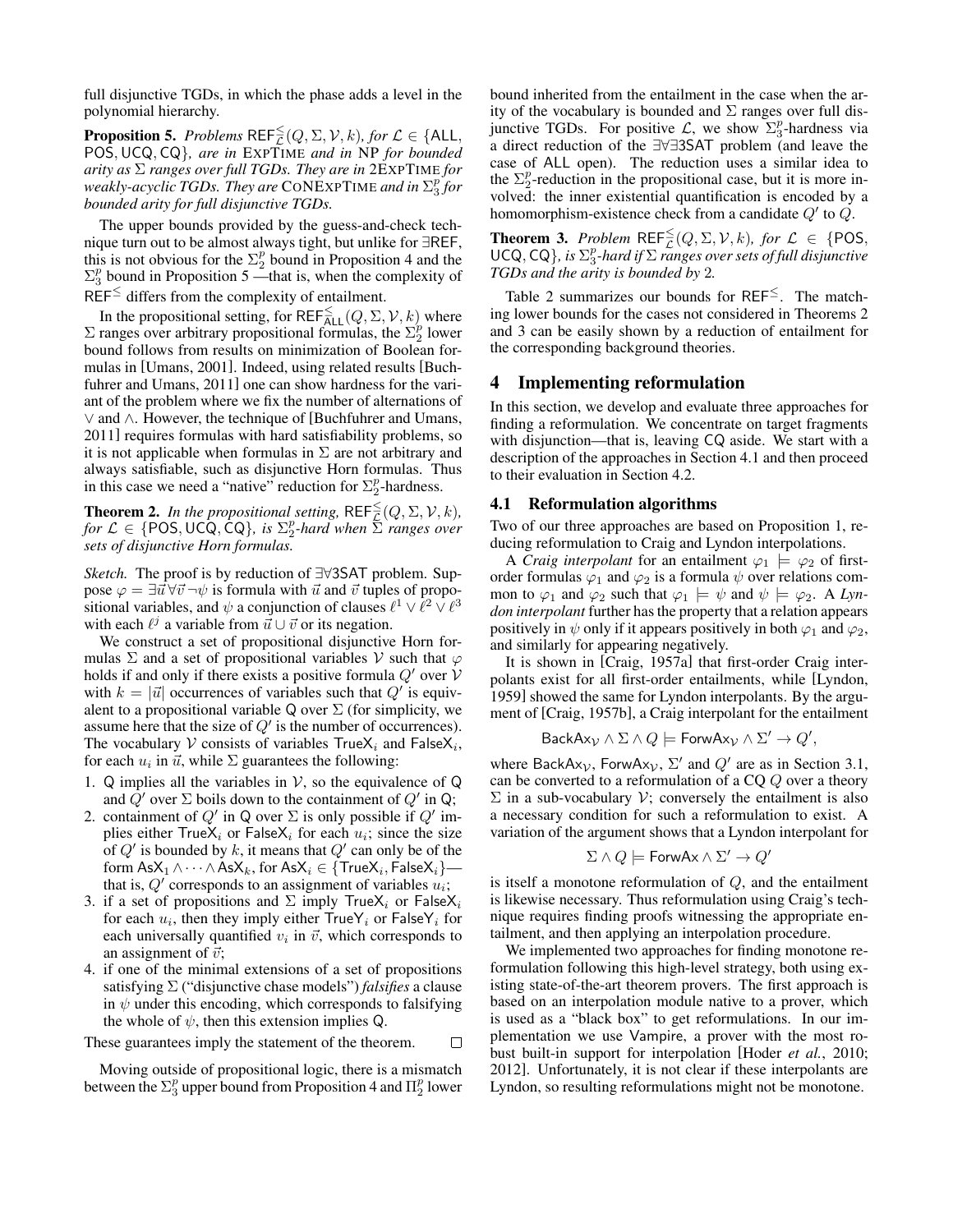full disjunctive TGDs, in which the phase adds a level in the polynomial hierarchy.

**Proposition 5.** *Problems* $\mathsf{REF}^{\leq}_{\mathcal{L}}(Q, \Sigma, \mathcal{V}, k)$*, for* $\mathcal{L} \in \{\mathsf{ALL}, \mathsf{POS}, \mathsf{UCQ}, \mathsf{CQ}\}$*, are in* EXPTIME *and in* NP *for bounded arity as* $\Sigma$ *ranges over full TGDs. They are in* 2EXPTIME *for weakly-acyclic TGDs. They are* CONEXPTIME *and in* $\Sigma^p_3$ *for bounded arity for full disjunctive TGDs.*

The upper bounds provided by the guess-and-check technique turn out to be almost always tight, but unlike for $\exists\mathsf{REF}$, this is not obvious for the $\Sigma^p_2$ bound in Proposition 4 and the $\Sigma^p_3$ bound in Proposition 5 —that is, when the complexity of $\mathsf{REF}^{\leq}$ differs from the complexity of entailment.

In the propositional setting, for $\mathsf{REF}^{\leq}_{\mathsf{ALL}}(Q, \Sigma, \mathcal{V}, k)$ where $\Sigma$ ranges over arbitrary propositional formulas, the $\Sigma^p_2$ lower bound follows from results on minimization of Boolean formulas in [Umans, 2001]. Indeed, using related results [Buchfuhrer and Umans, 2011] one can show hardness for the variant of the problem where we fix the number of alternations of $\vee$ and $\wedge$. However, the technique of [Buchfuhrer and Umans, 2011] requires formulas with hard satisfiability problems, so it is not applicable when formulas in $\Sigma$ are not arbitrary and always satisfiable, such as disjunctive Horn formulas. Thus in this case we need a "native" reduction for $\Sigma^p_2$-hardness.

**Theorem 2.** *In the propositional setting,* $\mathsf{REF}^{\leq}_{\mathcal{L}}(Q, \Sigma, \mathcal{V}, k)$*, for* $\mathcal{L} \in \{\mathsf{POS}, \mathsf{UCQ}, \mathsf{CQ}\}$*, is* $\Sigma^p_2$*-hard when* $\Sigma$ *ranges over sets of disjunctive Horn formulas.*

*Sketch.* The proof is by reduction of $\exists\forall\mathsf{3SAT}$ problem. Suppose $\varphi = \exists\vec{u}\forall\vec{v}\,\neg\psi$ is formula with $\vec{u}$ and $\vec{v}$ tuples of propositional variables, and $\psi$ a conjunction of clauses $\ell^1 \vee \ell^2 \vee \ell^3$ with each $\ell^j$ a variable from $\vec{u} \cup \vec{v}$ or its negation.

We construct a set of propositional disjunctive Horn formulas $\Sigma$ and a set of propositional variables $\mathcal{V}$ such that $\varphi$ holds if and only if there exists a positive formula $Q'$ over $\mathcal{V}$ with $k = |\vec{u}|$ occurrences of variables such that $Q'$ is equivalent to a propositional variable $\mathsf{Q}$ over $\Sigma$ (for simplicity, we assume here that the size of $Q'$ is the number of occurrences). The vocabulary $\mathcal{V}$ consists of variables $\mathsf{TrueX}_i$ and $\mathsf{FalseX}_i$, for each $u_i$ in $\vec{u}$, while $\Sigma$ guarantees the following:

1. $\mathsf{Q}$ implies all the variables in $\mathcal{V}$, so the equivalence of $\mathsf{Q}$ and $Q'$ over $\Sigma$ boils down to the containment of $Q'$ in $\mathsf{Q}$;
2. containment of $Q'$ in $\mathsf{Q}$ over $\Sigma$ is only possible if $Q'$ implies either $\mathsf{TrueX}_i$ or $\mathsf{FalseX}_i$ for each $u_i$; since the size of $Q'$ is bounded by $k$, it means that $Q'$ can only be of the form $\mathsf{AsX}_1 \wedge \cdots \wedge \mathsf{AsX}_k$, for $\mathsf{AsX}_i \in \{\mathsf{TrueX}_i, \mathsf{FalseX}_i\}$—that is, $Q'$ corresponds to an assignment of variables $u_i$;
3. if a set of propositions and $\Sigma$ imply $\mathsf{TrueX}_i$ or $\mathsf{FalseX}_i$ for each $u_i$, then they imply either $\mathsf{TrueY}_i$ or $\mathsf{FalseY}_i$ for each universally quantified $v_i$ in $\vec{v}$, which corresponds to an assignment of $\vec{v}$;
4. if one of the minimal extensions of a set of propositions satisfying $\Sigma$ ("disjunctive chase models") *falsifies* a clause in $\psi$ under this encoding, which corresponds to falsifying the whole of $\psi$, then this extension implies $\mathsf{Q}$.

These guarantees imply the statement of the theorem. $\square$

Moving outside of propositional logic, there is a mismatch between the $\Sigma^p_3$ upper bound from Proposition 4 and $\Pi^p_2$ lower bound inherited from the entailment in the case when the arity of the vocabulary is bounded and $\Sigma$ ranges over full disjunctive TGDs. For positive $\mathcal{L}$, we show $\Sigma^p_3$-hardness via a direct reduction of the $\exists\forall\exists\mathsf{3SAT}$ problem (and leave the case of $\mathsf{ALL}$ open). The reduction uses a similar idea to the $\Sigma^p_2$-reduction in the propositional case, but it is more involved: the inner existential quantification is encoded by a homomorphism-existence check from a candidate $Q'$ to $Q$.

**Theorem 3.** *Problem* $\mathsf{REF}^{\leq}_{\mathcal{L}}(Q, \Sigma, \mathcal{V}, k)$*, for* $\mathcal{L} \in \{\mathsf{POS}, \mathsf{UCQ}, \mathsf{CQ}\}$*, is* $\Sigma^p_3$*-hard if* $\Sigma$ *ranges over sets of full disjunctive TGDs and the arity is bounded by* 2*.*

Table 2 summarizes our bounds for $\mathsf{REF}^{\leq}$. The matching lower bounds for the cases not considered in Theorems 2 and 3 can be easily shown by a reduction of entailment for the corresponding background theories.

## 4 Implementing reformulation

In this section, we develop and evaluate three approaches for finding a reformulation. We concentrate on target fragments with disjunction—that is, leaving $\mathsf{CQ}$ aside. We start with a description of the approaches in Section 4.1 and then proceed to their evaluation in Section 4.2.

### 4.1 Reformulation algorithms

Two of our three approaches are based on Proposition 1, reducing reformulation to Craig and Lyndon interpolations.

A *Craig interpolant* for an entailment $\varphi_1 \models \varphi_2$ of first-order formulas $\varphi_1$ and $\varphi_2$ is a formula $\psi$ over relations common to $\varphi_1$ and $\varphi_2$ such that $\varphi_1 \models \psi$ and $\psi \models \varphi_2$. A *Lyndon interpolant* further has the property that a relation appears positively in $\psi$ only if it appears positively in both $\varphi_1$ and $\varphi_2$, and similarly for appearing negatively.

It is shown in [Craig, 1957a] that first-order Craig interpolants exist for all first-order entailments, while [Lyndon, 1959] showed the same for Lyndon interpolants. By the argument of [Craig, 1957b], a Craig interpolant for the entailment

$$\mathsf{BackAx}_{\mathcal{V}} \wedge \Sigma \wedge Q \models \mathsf{ForwAx}_{\mathcal{V}} \wedge \Sigma' \to Q',$$

where $\mathsf{BackAx}_{\mathcal{V}}$, $\mathsf{ForwAx}_{\mathcal{V}}$, $\Sigma'$ and $Q'$ are as in Section 3.1, can be converted to a reformulation of a CQ $Q$ over a theory $\Sigma$ in a sub-vocabulary $\mathcal{V}$; conversely the entailment is also a necessary condition for such a reformulation to exist. A variation of the argument shows that a Lyndon interpolant for

$$\Sigma \wedge Q \models \mathsf{ForwAx} \wedge \Sigma' \to Q'$$

is itself a monotone reformulation of $Q$, and the entailment is likewise necessary. Thus reformulation using Craig's technique requires finding proofs witnessing the appropriate entailment, and then applying an interpolation procedure.

We implemented two approaches for finding monotone reformulation following this high-level strategy, both using existing state-of-the-art theorem provers. The first approach is based on an interpolation module native to a prover, which is used as a "black box" to get reformulations. In our implementation we use Vampire, a prover with the most robust built-in support for interpolation [Hoder *et al.*, 2010; 2012]. Unfortunately, it is not clear if these interpolants are Lyndon, so resulting reformulations might not be monotone.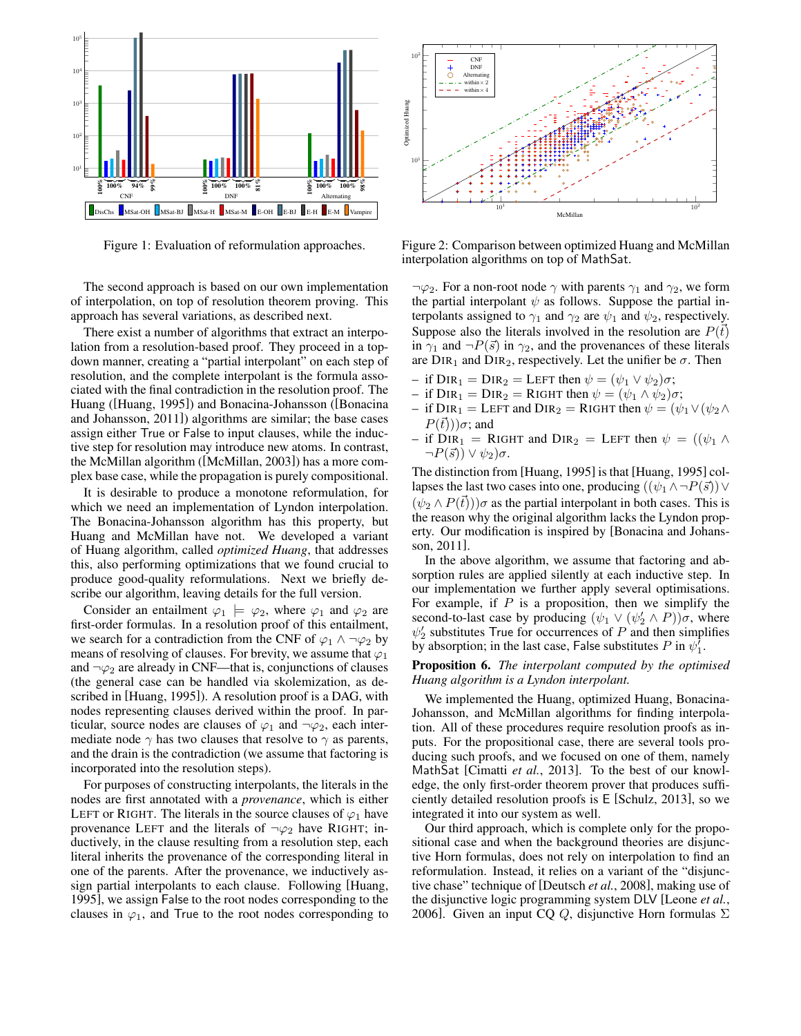Figure 1: Evaluation of reformulation approaches.

Figure 2: Comparison between optimized Huang and McMillan interpolation algorithms on top of MathSat.

The second approach is based on our own implementation of interpolation, on top of resolution theorem proving. This approach has several variations, as described next.

There exist a number of algorithms that extract an interpolation from a resolution-based proof. They proceed in a top-down manner, creating a "partial interpolant" on each step of resolution, and the complete interpolant is the formula associated with the final contradiction in the resolution proof. The Huang ([Huang, 1995]) and Bonacina-Johansson ([Bonacina and Johansson, 2011]) algorithms are similar; the base cases assign either True or False to input clauses, while the inductive step for resolution may introduce new atoms. In contrast, the McMillan algorithm ([McMillan, 2003]) has a more complex base case, while the propagation is purely compositional.

It is desirable to produce a monotone reformulation, for which we need an implementation of Lyndon interpolation. The Bonacina-Johansson algorithm has this property, but Huang and McMillan have not. We developed a variant of Huang algorithm, called *optimized Huang*, that addresses this, also performing optimizations that we found crucial to produce good-quality reformulations. Next we briefly describe our algorithm, leaving details for the full version.

Consider an entailment $\varphi_1 \models \varphi_2$, where $\varphi_1$ and $\varphi_2$ are first-order formulas. In a resolution proof of this entailment, we search for a contradiction from the CNF of $\varphi_1 \wedge \neg\varphi_2$ by means of resolving of clauses. For brevity, we assume that $\varphi_1$ and $\neg\varphi_2$ are already in CNF—that is, conjunctions of clauses (the general case can be handled via skolemization, as described in [Huang, 1995]). A resolution proof is a DAG, with nodes representing clauses derived within the proof. In particular, source nodes are clauses of $\varphi_1$ and $\neg\varphi_2$, each intermediate node $\gamma$ has two clauses that resolve to $\gamma$ as parents, and the drain is the contradiction (we assume that factoring is incorporated into the resolution steps).

For purposes of constructing interpolants, the literals in the nodes are first annotated with a *provenance*, which is either LEFT or RIGHT. The literals in the source clauses of $\varphi_1$ have provenance LEFT and the literals of $\neg\varphi_2$ have RIGHT; inductively, in the clause resulting from a resolution step, each literal inherits the provenance of the corresponding literal in one of the parents. After the provenance, we inductively assign partial interpolants to each clause. Following [Huang, 1995], we assign False to the root nodes corresponding to the clauses in $\varphi_1$, and True to the root nodes corresponding to $\neg\varphi_2$. For a non-root node $\gamma$ with parents $\gamma_1$ and $\gamma_2$, we form the partial interpolant $\psi$ as follows. Suppose the partial interpolants assigned to $\gamma_1$ and $\gamma_2$ are $\psi_1$ and $\psi_2$, respectively. Suppose also the literals involved in the resolution are $P(\vec{t})$ in $\gamma_1$ and $\neg P(\vec{s})$ in $\gamma_2$, and the provenances of these literals are $\mathrm{DIR}_1$ and $\mathrm{DIR}_2$, respectively. Let the unifier be $\sigma$. Then

- if $\mathrm{DIR}_1 = \mathrm{DIR}_2 = \mathrm{LEFT}$ then $\psi = (\psi_1 \vee \psi_2)\sigma$;
- if $\mathrm{DIR}_1 = \mathrm{DIR}_2 = \mathrm{RIGHT}$ then $\psi = (\psi_1 \wedge \psi_2)\sigma$;
- if $\mathrm{DIR}_1 = \mathrm{LEFT}$ and $\mathrm{DIR}_2 = \mathrm{RIGHT}$ then $\psi = (\psi_1 \vee (\psi_2 \wedge P(\vec{t})))\sigma$; and
- if $\mathrm{DIR}_1 = \mathrm{RIGHT}$ and $\mathrm{DIR}_2 = \mathrm{LEFT}$ then $\psi = ((\psi_1 \wedge \neg P(\vec{s})) \vee \psi_2)\sigma$.

The distinction from [Huang, 1995] is that [Huang, 1995] collapses the last two cases into one, producing $((\psi_1 \wedge \neg P(\vec{s})) \vee (\psi_2 \wedge P(\vec{t})))\sigma$ as the partial interpolant in both cases. This is the reason why the original algorithm lacks the Lyndon property. Our modification is inspired by [Bonacina and Johansson, 2011].

In the above algorithm, we assume that factoring and absorption rules are applied silently at each inductive step. In our implementation we further apply several optimisations. For example, if $P$ is a proposition, then we simplify the second-to-last case by producing $(\psi_1 \vee (\psi_2' \wedge P))\sigma$, where $\psi_2'$ substitutes True for occurrences of $P$ and then simplifies by absorption; in the last case, False substitutes $P$ in $\psi_1'$.

**Proposition 6.** *The interpolant computed by the optimised Huang algorithm is a Lyndon interpolant.*

We implemented the Huang, optimized Huang, Bonacina-Johansson, and McMillan algorithms for finding interpolation. All of these procedures require resolution proofs as inputs. For the propositional case, there are several tools producing such proofs, and we focused on one of them, namely MathSat [Cimatti *et al.*, 2013]. To the best of our knowledge, the only first-order theorem prover that produces sufficiently detailed resolution proofs is E [Schulz, 2013], so we integrated it into our system as well.

Our third approach, which is complete only for the propositional case and when the background theories are disjunctive Horn formulas, does not rely on interpolation to find a reformulation. Instead, it relies on a variant of the "disjunctive chase" technique of [Deutsch *et al.*, 2008], making use of the disjunctive logic programming system DLV [Leone *et al.*, 2006]. Given an input CQ $Q$, disjunctive Horn formulas $\Sigma$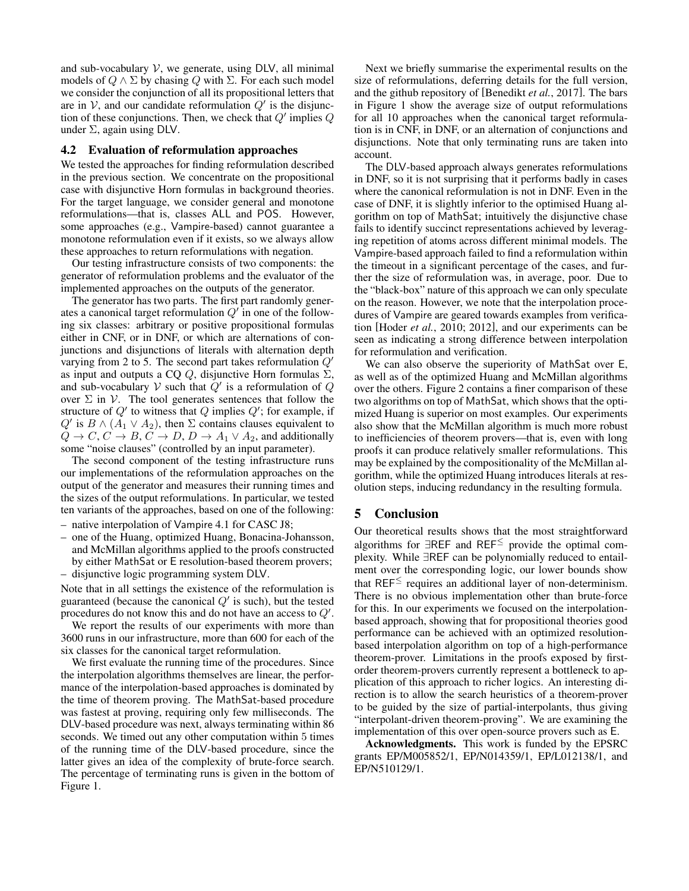and sub-vocabulary $\mathcal{V}$, we generate, using DLV, all minimal models of $Q \wedge \Sigma$ by chasing $Q$ with $\Sigma$. For each such model we consider the conjunction of all its propositional letters that are in $\mathcal{V}$, and our candidate reformulation $Q'$ is the disjunction of these conjunctions. Then, we check that $Q'$ implies $Q$ under $\Sigma$, again using DLV.

### 4.2 Evaluation of reformulation approaches

We tested the approaches for finding reformulation described in the previous section. We concentrate on the propositional case with disjunctive Horn formulas in background theories. For the target language, we consider general and monotone reformulations—that is, classes ALL and POS. However, some approaches (e.g., Vampire-based) cannot guarantee a monotone reformulation even if it exists, so we always allow these approaches to return reformulations with negation.

Our testing infrastructure consists of two components: the generator of reformulation problems and the evaluator of the implemented approaches on the outputs of the generator.

The generator has two parts. The first part randomly generates a canonical target reformulation $Q'$ in one of the following six classes: arbitrary or positive propositional formulas either in CNF, or in DNF, or which are alternations of conjunctions and disjunctions of literals with alternation depth varying from 2 to 5. The second part takes reformulation $Q'$ as input and outputs a CQ $Q$, disjunctive Horn formulas $\Sigma$, and sub-vocabulary $\mathcal{V}$ such that $Q'$ is a reformulation of $Q$ over $\Sigma$ in $\mathcal{V}$. The tool generates sentences that follow the structure of $Q'$ to witness that $Q$ implies $Q'$; for example, if $Q'$ is $B \wedge (A_1 \vee A_2)$, then $\Sigma$ contains clauses equivalent to $Q \to C$, $C \to B$, $C \to D$, $D \to A_1 \vee A_2$, and additionally some "noise clauses" (controlled by an input parameter).

The second component of the testing infrastructure runs our implementations of the reformulation approaches on the output of the generator and measures their running times and the sizes of the output reformulations. In particular, we tested ten variants of the approaches, based on one of the following:

- native interpolation of Vampire 4.1 for CASC J8;
- one of the Huang, optimized Huang, Bonacina-Johansson, and McMillan algorithms applied to the proofs constructed by either MathSat or E resolution-based theorem provers;
- disjunctive logic programming system DLV.

Note that in all settings the existence of the reformulation is guaranteed (because the canonical $Q'$ is such), but the tested procedures do not know this and do not have an access to $Q'$.

We report the results of our experiments with more than 3600 runs in our infrastructure, more than 600 for each of the six classes for the canonical target reformulation.

We first evaluate the running time of the procedures. Since the interpolation algorithms themselves are linear, the performance of the interpolation-based approaches is dominated by the time of theorem proving. The MathSat-based procedure was fastest at proving, requiring only few milliseconds. The DLV-based procedure was next, always terminating within 86 seconds. We timed out any other computation within 5 times of the running time of the DLV-based procedure, since the latter gives an idea of the complexity of brute-force search. The percentage of terminating runs is given in the bottom of Figure 1.

Next we briefly summarise the experimental results on the size of reformulations, deferring details for the full version, and the github repository of [Benedikt *et al.*, 2017]. The bars in Figure 1 show the average size of output reformulations for all 10 approaches when the canonical target reformulation is in CNF, in DNF, or an alternation of conjunctions and disjunctions. Note that only terminating runs are taken into account.

The DLV-based approach always generates reformulations in DNF, so it is not surprising that it performs badly in cases where the canonical reformulation is not in DNF. Even in the case of DNF, it is slightly inferior to the optimised Huang algorithm on top of MathSat; intuitively the disjunctive chase fails to identify succinct representations achieved by leveraging repetition of atoms across different minimal models. The Vampire-based approach failed to find a reformulation within the timeout in a significant percentage of the cases, and further the size of reformulation was, in average, poor. Due to the "black-box" nature of this approach we can only speculate on the reason. However, we note that the interpolation procedures of Vampire are geared towards examples from verification [Hoder *et al.*, 2010; 2012], and our experiments can be seen as indicating a strong difference between interpolation for reformulation and verification.

We can also observe the superiority of MathSat over E, as well as of the optimized Huang and McMillan algorithms over the others. Figure 2 contains a finer comparison of these two algorithms on top of MathSat, which shows that the optimized Huang is superior on most examples. Our experiments also show that the McMillan algorithm is much more robust to inefficiencies of theorem provers—that is, even with long proofs it can produce relatively smaller reformulations. This may be explained by the compositionality of the McMillan algorithm, while the optimized Huang introduces literals at resolution steps, inducing redundancy in the resulting formula.

## 5 Conclusion

Our theoretical results shows that the most straightforward algorithms for $\exists$REF and REF$^{\leq}$ provide the optimal complexity. While $\exists$REF can be polynomially reduced to entailment over the corresponding logic, our lower bounds show that REF$^{\leq}$ requires an additional layer of non-determinism. There is no obvious implementation other than brute-force for this. In our experiments we focused on the interpolation-based approach, showing that for propositional theories good performance can be achieved with an optimized resolution-based interpolation algorithm on top of a high-performance theorem-prover. Limitations in the proofs exposed by first-order theorem-provers currently represent a bottleneck to application of this approach to richer logics. An interesting direction is to allow the search heuristics of a theorem-prover to be guided by the size of partial-interpolants, thus giving "interpolant-driven theorem-proving". We are examining the implementation of this over open-source provers such as E.

**Acknowledgments.** This work is funded by the EPSRC grants EP/M005852/1, EP/N014359/1, EP/L012138/1, and EP/N510129/1.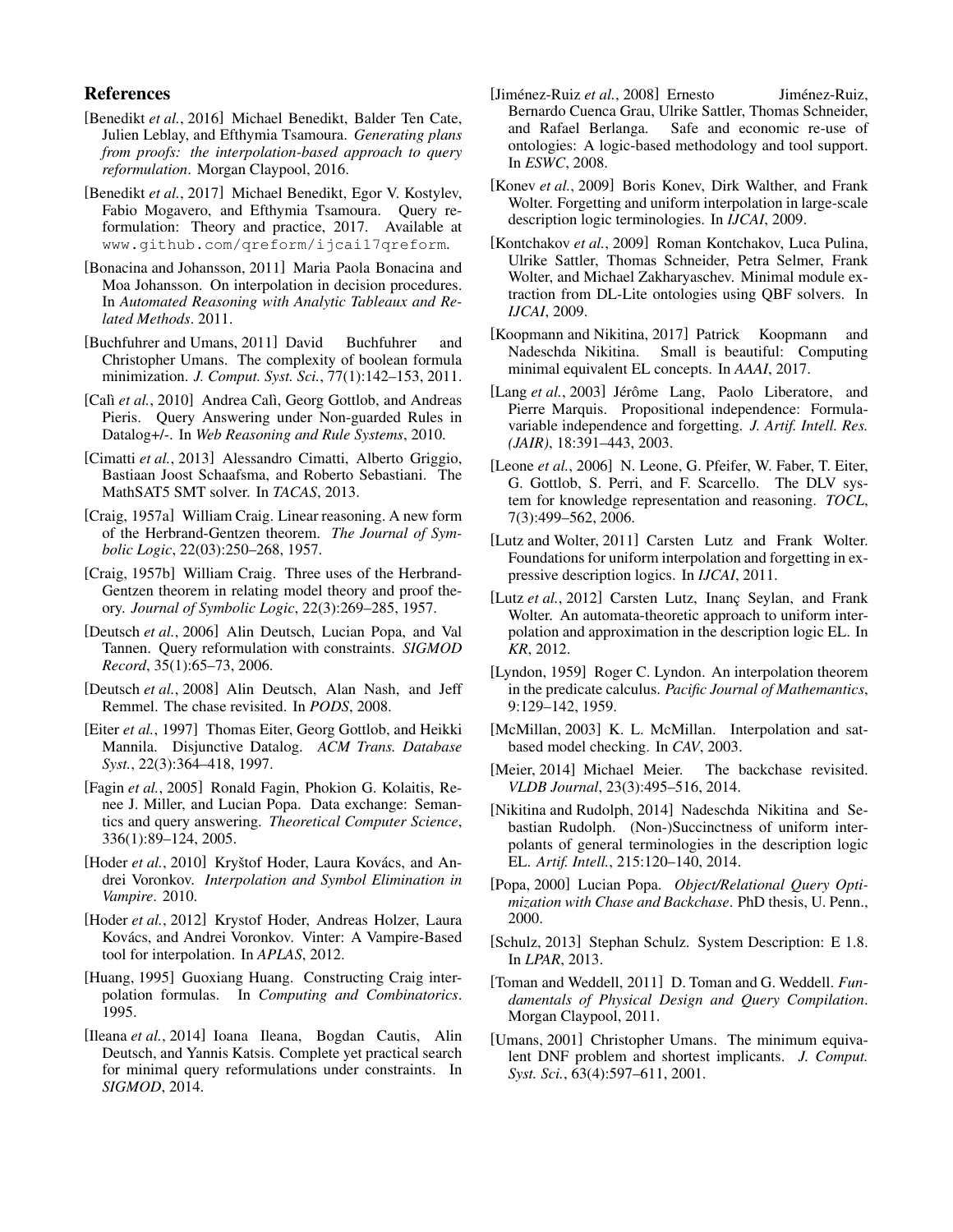## References

[Benedikt *et al.*, 2016] Michael Benedikt, Balder Ten Cate, Julien Leblay, and Efthymia Tsamoura. *Generating plans from proofs: the interpolation-based approach to query reformulation*. Morgan Claypool, 2016.

[Benedikt *et al.*, 2017] Michael Benedikt, Egor V. Kostylev, Fabio Mogavero, and Efthymia Tsamoura. Query reformulation: Theory and practice, 2017. Available at www.github.com/qreform/ijcai17qreform.

[Bonacina and Johansson, 2011] Maria Paola Bonacina and Moa Johansson. On interpolation in decision procedures. In *Automated Reasoning with Analytic Tableaux and Related Methods*. 2011.

[Buchfuhrer and Umans, 2011] David Buchfuhrer and Christopher Umans. The complexity of boolean formula minimization. *J. Comput. Syst. Sci.*, 77(1):142–153, 2011.

[Calì *et al.*, 2010] Andrea Calì, Georg Gottlob, and Andreas Pieris. Query Answering under Non-guarded Rules in Datalog+/-. In *Web Reasoning and Rule Systems*, 2010.

[Cimatti *et al.*, 2013] Alessandro Cimatti, Alberto Griggio, Bastiaan Joost Schaafsma, and Roberto Sebastiani. The MathSAT5 SMT solver. In *TACAS*, 2013.

[Craig, 1957a] William Craig. Linear reasoning. A new form of the Herbrand-Gentzen theorem. *The Journal of Symbolic Logic*, 22(03):250–268, 1957.

[Craig, 1957b] William Craig. Three uses of the Herbrand-Gentzen theorem in relating model theory and proof theory. *Journal of Symbolic Logic*, 22(3):269–285, 1957.

[Deutsch *et al.*, 2006] Alin Deutsch, Lucian Popa, and Val Tannen. Query reformulation with constraints. *SIGMOD Record*, 35(1):65–73, 2006.

[Deutsch *et al.*, 2008] Alin Deutsch, Alan Nash, and Jeff Remmel. The chase revisited. In *PODS*, 2008.

[Eiter *et al.*, 1997] Thomas Eiter, Georg Gottlob, and Heikki Mannila. Disjunctive Datalog. *ACM Trans. Database Syst.*, 22(3):364–418, 1997.

[Fagin *et al.*, 2005] Ronald Fagin, Phokion G. Kolaitis, Renee J. Miller, and Lucian Popa. Data exchange: Semantics and query answering. *Theoretical Computer Science*, 336(1):89–124, 2005.

[Hoder *et al.*, 2010] Kryštof Hoder, Laura Kovács, and Andrei Voronkov. *Interpolation and Symbol Elimination in Vampire*. 2010.

[Hoder *et al.*, 2012] Krystof Hoder, Andreas Holzer, Laura Kovács, and Andrei Voronkov. Vinter: A Vampire-Based tool for interpolation. In *APLAS*, 2012.

[Huang, 1995] Guoxiang Huang. Constructing Craig interpolation formulas. In *Computing and Combinatorics*. 1995.

[Ileana *et al.*, 2014] Ioana Ileana, Bogdan Cautis, Alin Deutsch, and Yannis Katsis. Complete yet practical search for minimal query reformulations under constraints. In *SIGMOD*, 2014.

[Jiménez-Ruiz *et al.*, 2008] Ernesto Jiménez-Ruiz, Bernardo Cuenca Grau, Ulrike Sattler, Thomas Schneider, and Rafael Berlanga. Safe and economic re-use of ontologies: A logic-based methodology and tool support. In *ESWC*, 2008.

[Konev *et al.*, 2009] Boris Konev, Dirk Walther, and Frank Wolter. Forgetting and uniform interpolation in large-scale description logic terminologies. In *IJCAI*, 2009.

[Kontchakov *et al.*, 2009] Roman Kontchakov, Luca Pulina, Ulrike Sattler, Thomas Schneider, Petra Selmer, Frank Wolter, and Michael Zakharyaschev. Minimal module extraction from DL-Lite ontologies using QBF solvers. In *IJCAI*, 2009.

[Koopmann and Nikitina, 2017] Patrick Koopmann and Nadeschda Nikitina. Small is beautiful: Computing minimal equivalent EL concepts. In *AAAI*, 2017.

[Lang *et al.*, 2003] Jérôme Lang, Paolo Liberatore, and Pierre Marquis. Propositional independence: Formula-variable independence and forgetting. *J. Artif. Intell. Res. (JAIR)*, 18:391–443, 2003.

[Leone *et al.*, 2006] N. Leone, G. Pfeifer, W. Faber, T. Eiter, G. Gottlob, S. Perri, and F. Scarcello. The DLV system for knowledge representation and reasoning. *TOCL*, 7(3):499–562, 2006.

[Lutz and Wolter, 2011] Carsten Lutz and Frank Wolter. Foundations for uniform interpolation and forgetting in expressive description logics. In *IJCAI*, 2011.

[Lutz *et al.*, 2012] Carsten Lutz, Inanç Seylan, and Frank Wolter. An automata-theoretic approach to uniform interpolation and approximation in the description logic EL. In *KR*, 2012.

[Lyndon, 1959] Roger C. Lyndon. An interpolation theorem in the predicate calculus. *Pacific Journal of Mathemantics*, 9:129–142, 1959.

[McMillan, 2003] K. L. McMillan. Interpolation and sat-based model checking. In *CAV*, 2003.

[Meier, 2014] Michael Meier. The backchase revisited. *VLDB Journal*, 23(3):495–516, 2014.

[Nikitina and Rudolph, 2014] Nadeschda Nikitina and Sebastian Rudolph. (Non-)Succinctness of uniform interpolants of general terminologies in the description logic EL. *Artif. Intell.*, 215:120–140, 2014.

[Popa, 2000] Lucian Popa. *Object/Relational Query Optimization with Chase and Backchase*. PhD thesis, U. Penn., 2000.

[Schulz, 2013] Stephan Schulz. System Description: E 1.8. In *LPAR*, 2013.

[Toman and Weddell, 2011] D. Toman and G. Weddell. *Fundamentals of Physical Design and Query Compilation*. Morgan Claypool, 2011.

[Umans, 2001] Christopher Umans. The minimum equivalent DNF problem and shortest implicants. *J. Comput. Syst. Sci.*, 63(4):597–611, 2001.